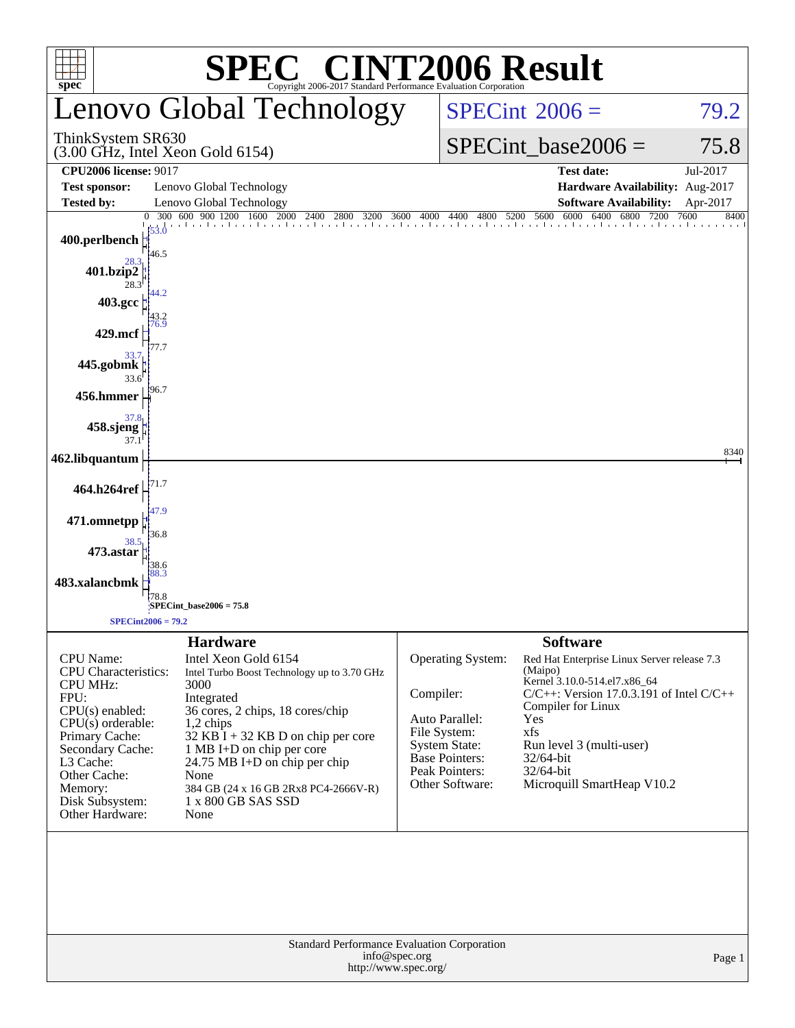# SPEC® CINT2006 Result

Copyright 2006-2017 Standard Performance Evaluation Corporation

## Lenovo Global Technology

ThinkSystem SR630
(3.00 GHz, Intel Xeon Gold 6154)

SPECint 2006 = 79.2

SPECint_base2006 = 75.8

| | | | |
|---|---|---|---|
| **CPU2006 license:** 9017 | | **Test date:** | Jul-2017 |
| **Test sponsor:** | Lenovo Global Technology | **Hardware Availability:** | Aug-2017 |
| **Tested by:** | Lenovo Global Technology | **Software Availability:** | Apr-2017 |

| Benchmark | Peak | Base |
|---|---|---|
| 400.perlbench | 53.0 | 46.5 |
| 401.bzip2 | 28.3 | 28.3 |
| 403.gcc | 44.2 | 43.2 |
| 429.mcf | 76.9 | 77.7 |
| 445.gobmk | 33.7 | 33.6 |
| 456.hmmer | | 96.7 |
| 458.sjeng | 37.8 | 37.1 |
| 462.libquantum | | 8340 |
| 464.h264ref | | 71.7 |
| 471.omnetpp | 47.9 | 36.8 |
| 473.astar | 38.5 | 38.6 |
| 483.xalancbmk | 88.3 | 78.8 |

SPECint_base2006 = 75.8

SPECint2006 = 79.2

## Hardware

| | |
|---|---|
| CPU Name: | Intel Xeon Gold 6154 |
| CPU Characteristics: | Intel Turbo Boost Technology up to 3.70 GHz |
| CPU MHz: | 3000 |
| FPU: | Integrated |
| CPU(s) enabled: | 36 cores, 2 chips, 18 cores/chip |
| CPU(s) orderable: | 1,2 chips |
| Primary Cache: | 32 KB I + 32 KB D on chip per core |
| Secondary Cache: | 1 MB I+D on chip per core |
| L3 Cache: | 24.75 MB I+D on chip per chip |
| Other Cache: | None |
| Memory: | 384 GB (24 x 16 GB 2Rx8 PC4-2666V-R) |
| Disk Subsystem: | 1 x 800 GB SAS SSD |
| Other Hardware: | None |

## Software

| | |
|---|---|
| Operating System: | Red Hat Enterprise Linux Server release 7.3 (Maipo) Kernel 3.10.0-514.el7.x86_64 |
| Compiler: | C/C++: Version 17.0.3.191 of Intel C/C++ Compiler for Linux |
| Auto Parallel: | Yes |
| File System: | xfs |
| System State: | Run level 3 (multi-user) |
| Base Pointers: | 32/64-bit |
| Peak Pointers: | 32/64-bit |
| Other Software: | Microquill SmartHeap V10.2 |

Standard Performance Evaluation Corporation
info@spec.org
http://www.spec.org/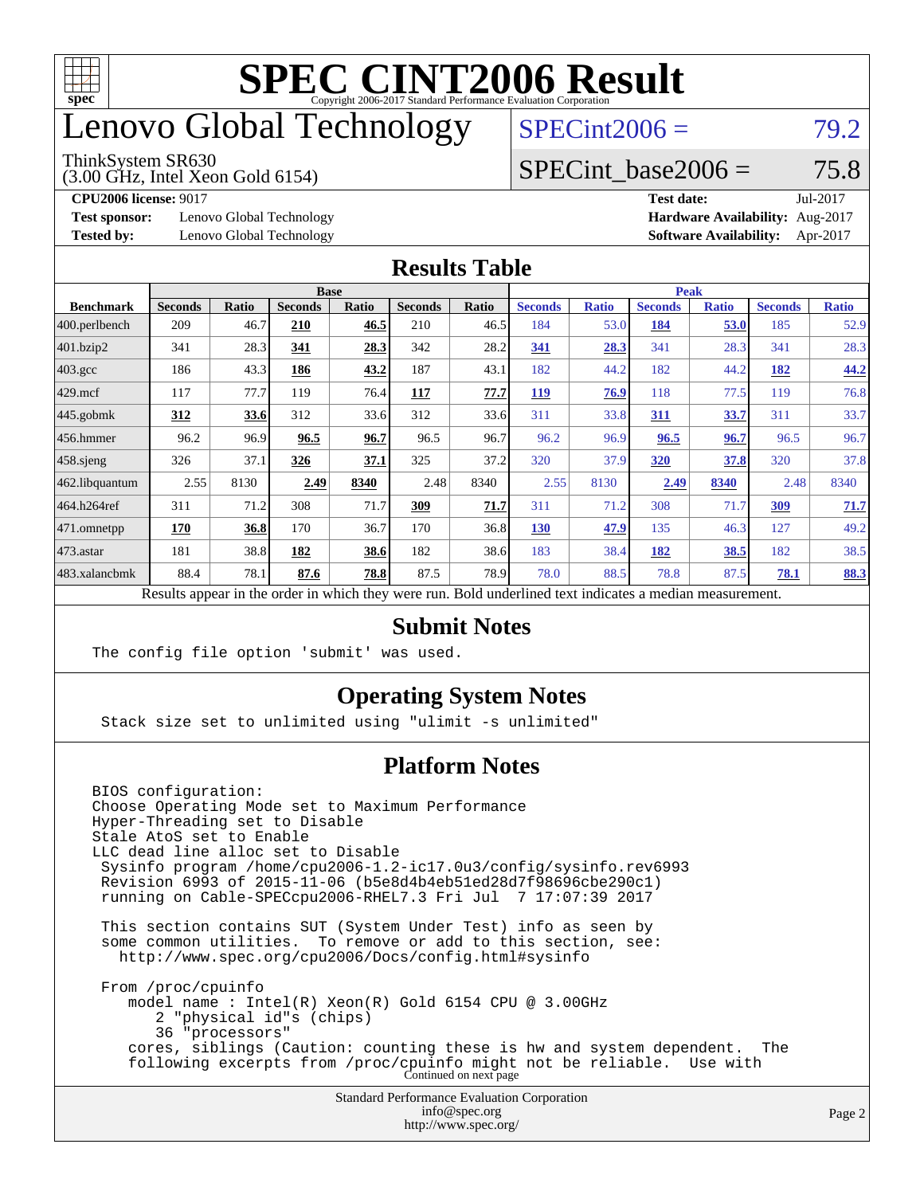# SPEC CINT2006 Result

Copyright 2006-2017 Standard Performance Evaluation Corporation

# Lenovo Global Technology

ThinkSystem SR630
(3.00 GHz, Intel Xeon Gold 6154)

SPECint2006 = 79.2

SPECint_base2006 = 75.8

**CPU2006 license:** 9017
**Test sponsor:** Lenovo Global Technology
**Tested by:** Lenovo Global Technology

**Test date:** Jul-2017
**Hardware Availability:** Aug-2017
**Software Availability:** Apr-2017

## Results Table

| Benchmark | Base | | | | | | Peak | | | | | |
|---|---|---|---|---|---|---|---|---|---|---|---|---|
| | Seconds | Ratio | Seconds | Ratio | Seconds | Ratio | Seconds | Ratio | Seconds | Ratio | Seconds | Ratio |
| 400.perlbench | 209 | 46.7 | **210** | **46.5** | 210 | 46.5 | 184 | 53.0 | **184** | **53.0** | 185 | 52.9 |
| 401.bzip2 | 341 | 28.3 | **341** | **28.3** | 342 | 28.2 | **341** | **28.3** | 341 | 28.3 | 341 | 28.3 |
| 403.gcc | 186 | 43.3 | **186** | **43.2** | 187 | 43.1 | 182 | 44.2 | 182 | 44.2 | **182** | **44.2** |
| 429.mcf | 117 | 77.7 | 119 | 76.4 | **117** | **77.7** | **119** | **76.9** | 118 | 77.5 | 119 | 76.8 |
| 445.gobmk | **312** | **33.6** | 312 | 33.6 | 312 | 33.6 | 311 | 33.8 | **311** | **33.7** | 311 | 33.7 |
| 456.hmmer | 96.2 | 96.9 | **96.5** | **96.7** | 96.5 | 96.7 | 96.2 | 96.9 | **96.5** | **96.7** | 96.5 | 96.7 |
| 458.sjeng | 326 | 37.1 | **326** | **37.1** | 325 | 37.2 | 320 | 37.9 | **320** | **37.8** | 320 | 37.8 |
| 462.libquantum | 2.55 | 8130 | **2.49** | **8340** | 2.48 | 8340 | 2.55 | 8130 | **2.49** | **8340** | 2.48 | 8340 |
| 464.h264ref | 311 | 71.2 | 308 | 71.7 | **309** | **71.7** | 311 | 71.2 | 308 | 71.7 | **309** | **71.7** |
| 471.omnetpp | **170** | **36.8** | 170 | 36.7 | 170 | 36.8 | **130** | **47.9** | 135 | 46.3 | 127 | 49.2 |
| 473.astar | 181 | 38.8 | **182** | **38.6** | 182 | 38.6 | 183 | 38.4 | **182** | **38.5** | 182 | 38.5 |
| 483.xalancbmk | 88.4 | 78.1 | **87.6** | **78.8** | 87.5 | 78.9 | 78.0 | 88.5 | 78.8 | 87.5 | **78.1** | **88.3** |

Results appear in the order in which they were run. Bold underlined text indicates a median measurement.

## Submit Notes

```
The config file option 'submit' was used.
```

## Operating System Notes

```
Stack size set to unlimited using "ulimit -s unlimited"
```

## Platform Notes

```
BIOS configuration:
Choose Operating Mode set to Maximum Performance
Hyper-Threading set to Disable
Stale AtoS set to Enable
LLC dead line alloc set to Disable
 Sysinfo program /home/cpu2006-1.2-ic17.0u3/config/sysinfo.rev6993
 Revision 6993 of 2015-11-06 (b5e8d4b4eb51ed28d7f98696cbe290c1)
 running on Cable-SPECcpu2006-RHEL7.3 Fri Jul  7 17:07:39 2017

 This section contains SUT (System Under Test) info as seen by
 some common utilities.  To remove or add to this section, see:
   http://www.spec.org/cpu2006/Docs/config.html#sysinfo

 From /proc/cpuinfo
    model name : Intel(R) Xeon(R) Gold 6154 CPU @ 3.00GHz
       2 "physical id"s (chips)
       36 "processors"
    cores, siblings (Caution: counting these is hw and system dependent.  The
    following excerpts from /proc/cpuinfo might not be reliable.  Use with
```

Continued on next page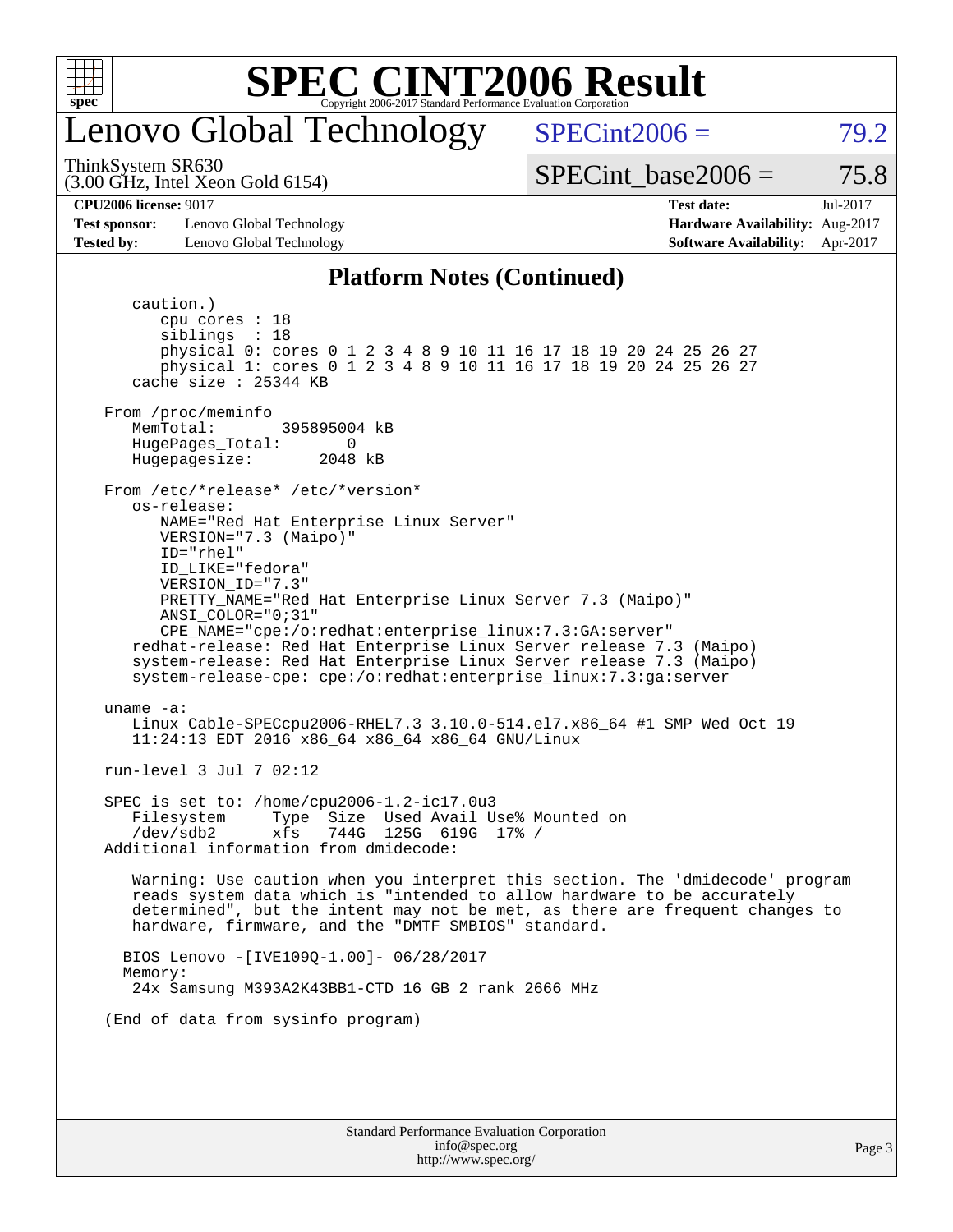# Lenovo Global Technology

ThinkSystem SR630
(3.00 GHz, Intel Xeon Gold 6154)

SPECint2006 = 79.2

SPECint_base2006 = 75.8

**CPU2006 license:** 9017
**Test sponsor:** Lenovo Global Technology
**Tested by:** Lenovo Global Technology

**Test date:** Jul-2017
**Hardware Availability:** Aug-2017
**Software Availability:** Apr-2017

## Platform Notes (Continued)

```
      caution.)
         cpu cores : 18
         siblings  : 18
         physical 0: cores 0 1 2 3 4 8 9 10 11 16 17 18 19 20 24 25 26 27
         physical 1: cores 0 1 2 3 4 8 9 10 11 16 17 18 19 20 24 25 26 27
      cache size : 25344 KB

   From /proc/meminfo
      MemTotal:       395895004 kB
      HugePages_Total:       0
      Hugepagesize:       2048 kB

   From /etc/*release* /etc/*version*
      os-release:
         NAME="Red Hat Enterprise Linux Server"
         VERSION="7.3 (Maipo)"
         ID="rhel"
         ID_LIKE="fedora"
         VERSION_ID="7.3"
         PRETTY_NAME="Red Hat Enterprise Linux Server 7.3 (Maipo)"
         ANSI_COLOR="0;31"
         CPE_NAME="cpe:/o:redhat:enterprise_linux:7.3:GA:server"
      redhat-release: Red Hat Enterprise Linux Server release 7.3 (Maipo)
      system-release: Red Hat Enterprise Linux Server release 7.3 (Maipo)
      system-release-cpe: cpe:/o:redhat:enterprise_linux:7.3:ga:server

   uname -a:
      Linux Cable-SPECcpu2006-RHEL7.3 3.10.0-514.el7.x86_64 #1 SMP Wed Oct 19
      11:24:13 EDT 2016 x86_64 x86_64 x86_64 GNU/Linux

   run-level 3 Jul 7 02:12

   SPEC is set to: /home/cpu2006-1.2-ic17.0u3
      Filesystem     Type  Size  Used Avail Use% Mounted on
      /dev/sdb2      xfs   744G  125G  619G  17% /
   Additional information from dmidecode:

      Warning: Use caution when you interpret this section. The 'dmidecode' program
      reads system data which is "intended to allow hardware to be accurately
      determined", but the intent may not be met, as there are frequent changes to
      hardware, firmware, and the "DMTF SMBIOS" standard.

     BIOS Lenovo -[IVE109Q-1.00]- 06/28/2017
     Memory:
      24x Samsung M393A2K43BB1-CTD 16 GB 2 rank 2666 MHz

   (End of data from sysinfo program)
```

Standard Performance Evaluation Corporation
info@spec.org
http://www.spec.org/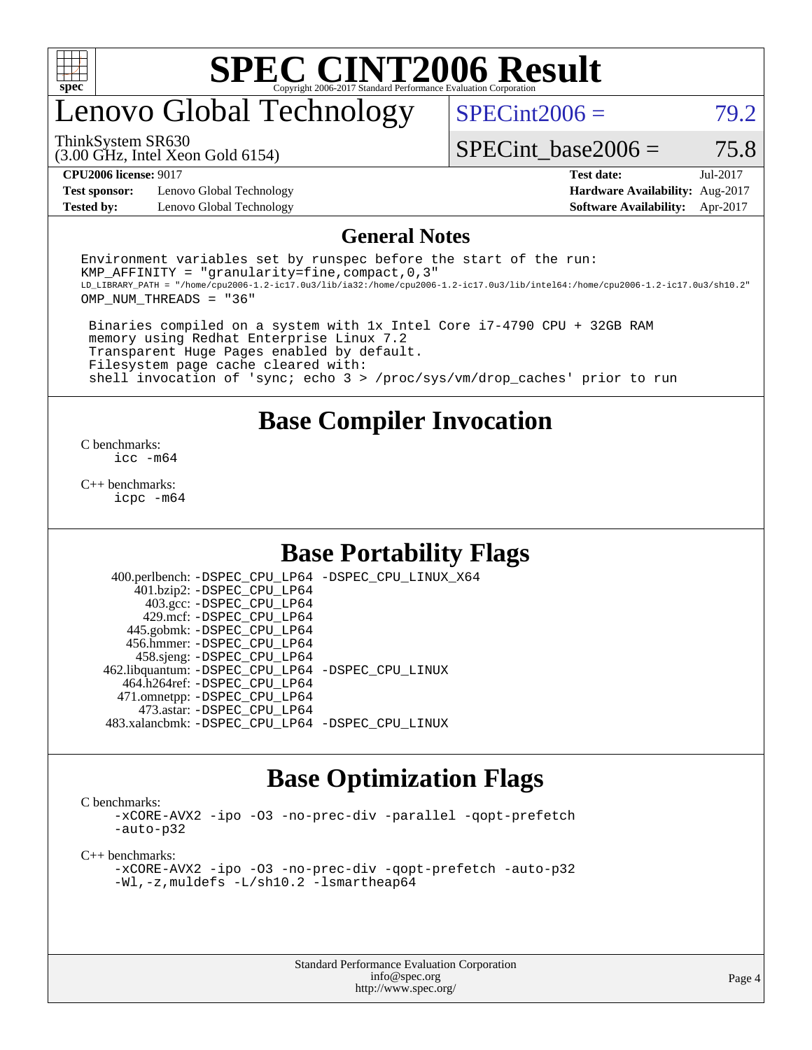# SPEC CINT2006 Result

Copyright 2006-2017 Standard Performance Evaluation Corporation

# Lenovo Global Technology

ThinkSystem SR630
(3.00 GHz, Intel Xeon Gold 6154)

SPECint2006 = 79.2

SPECint_base2006 = 75.8

| | | | |
|---|---|---|---|
| **CPU2006 license:** 9017 | | **Test date:** | Jul-2017 |
| **Test sponsor:** | Lenovo Global Technology | **Hardware Availability:** | Aug-2017 |
| **Tested by:** | Lenovo Global Technology | **Software Availability:** | Apr-2017 |

## General Notes

```
Environment variables set by runspec before the start of the run:
KMP_AFFINITY = "granularity=fine,compact,0,3"
LD_LIBRARY_PATH = "/home/cpu2006-1.2-ic17.0u3/lib/ia32:/home/cpu2006-1.2-ic17.0u3/lib/intel64:/home/cpu2006-1.2-ic17.0u3/sh10.2"
OMP_NUM_THREADS = "36"

 Binaries compiled on a system with 1x Intel Core i7-4790 CPU + 32GB RAM
 memory using Redhat Enterprise Linux 7.2
 Transparent Huge Pages enabled by default.
 Filesystem page cache cleared with:
 shell invocation of 'sync; echo 3 > /proc/sys/vm/drop_caches' prior to run
```

## Base Compiler Invocation

C benchmarks:
icc -m64

C++ benchmarks:
icpc -m64

## Base Portability Flags

| | |
|---|---|
| 400.perlbench: | -DSPEC_CPU_LP64 -DSPEC_CPU_LINUX_X64 |
| 401.bzip2: | -DSPEC_CPU_LP64 |
| 403.gcc: | -DSPEC_CPU_LP64 |
| 429.mcf: | -DSPEC_CPU_LP64 |
| 445.gobmk: | -DSPEC_CPU_LP64 |
| 456.hmmer: | -DSPEC_CPU_LP64 |
| 458.sjeng: | -DSPEC_CPU_LP64 |
| 462.libquantum: | -DSPEC_CPU_LP64 -DSPEC_CPU_LINUX |
| 464.h264ref: | -DSPEC_CPU_LP64 |
| 471.omnetpp: | -DSPEC_CPU_LP64 |
| 473.astar: | -DSPEC_CPU_LP64 |
| 483.xalancbmk: | -DSPEC_CPU_LP64 -DSPEC_CPU_LINUX |

## Base Optimization Flags

C benchmarks:
-xCORE-AVX2 -ipo -O3 -no-prec-div -parallel -qopt-prefetch
-auto-p32

C++ benchmarks:
-xCORE-AVX2 -ipo -O3 -no-prec-div -qopt-prefetch -auto-p32
-Wl,-z,muldefs -L/sh10.2 -lsmartheap64

Standard Performance Evaluation Corporation
info@spec.org
http://www.spec.org/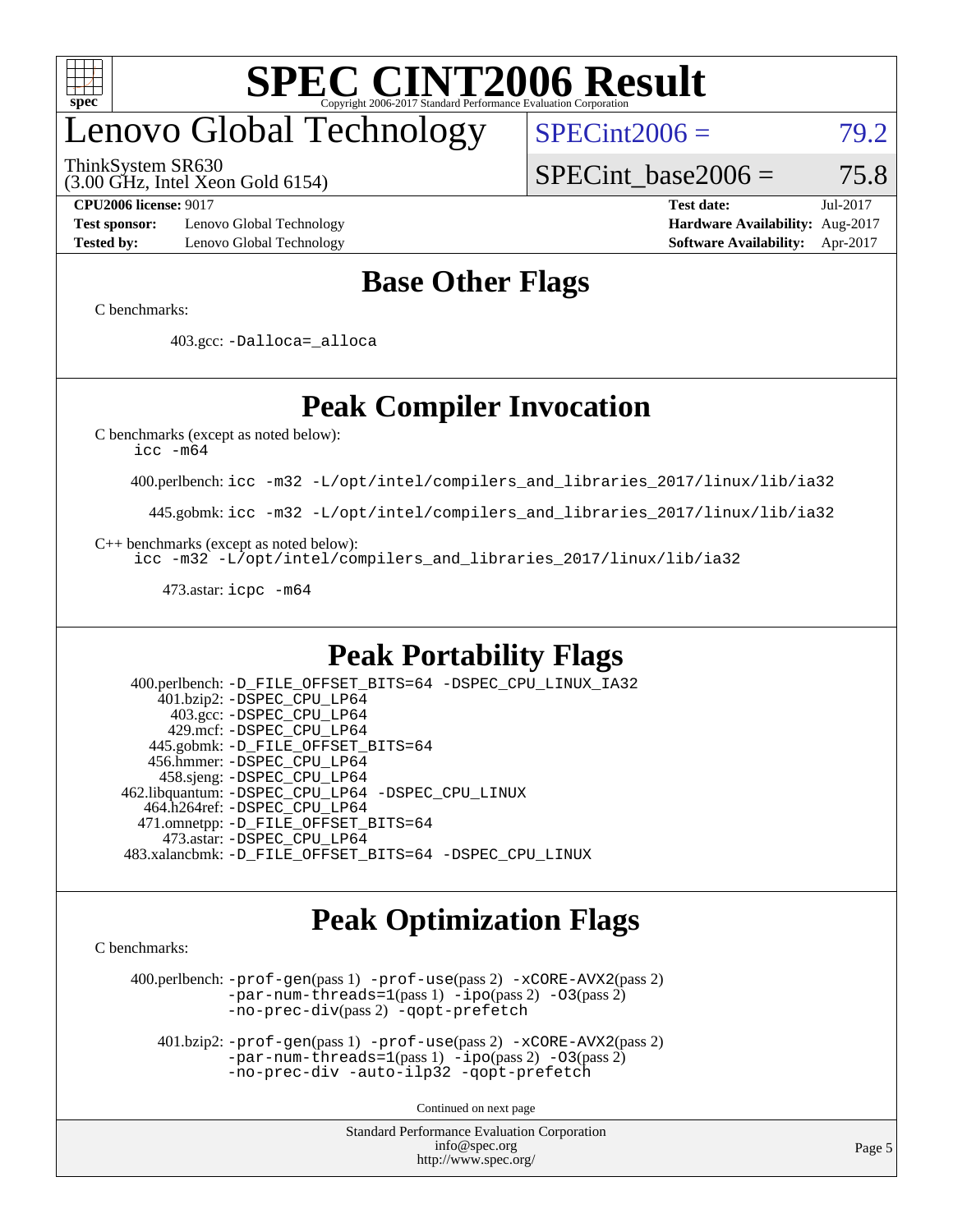# SPEC CINT2006 Result

Copyright 2006-2017 Standard Performance Evaluation Corporation

## Lenovo Global Technology

ThinkSystem SR630
(3.00 GHz, Intel Xeon Gold 6154)

SPECint2006 = 79.2

SPECint_base2006 = 75.8

**CPU2006 license:** 9017
**Test sponsor:** Lenovo Global Technology
**Tested by:** Lenovo Global Technology

**Test date:** Jul-2017
**Hardware Availability:** Aug-2017
**Software Availability:** Apr-2017

## Base Other Flags

C benchmarks:

403.gcc: `-Dalloca=_alloca`

## Peak Compiler Invocation

C benchmarks (except as noted below):
`icc -m64`

400.perlbench: `icc -m32 -L/opt/intel/compilers_and_libraries_2017/linux/lib/ia32`

445.gobmk: `icc -m32 -L/opt/intel/compilers_and_libraries_2017/linux/lib/ia32`

C++ benchmarks (except as noted below):
`icc -m32 -L/opt/intel/compilers_and_libraries_2017/linux/lib/ia32`

473.astar: `icpc -m64`

## Peak Portability Flags

400.perlbench: `-D_FILE_OFFSET_BITS=64 -DSPEC_CPU_LINUX_IA32`
401.bzip2: `-DSPEC_CPU_LP64`
403.gcc: `-DSPEC_CPU_LP64`
429.mcf: `-DSPEC_CPU_LP64`
445.gobmk: `-D_FILE_OFFSET_BITS=64`
456.hmmer: `-DSPEC_CPU_LP64`
458.sjeng: `-DSPEC_CPU_LP64`
462.libquantum: `-DSPEC_CPU_LP64 -DSPEC_CPU_LINUX`
464.h264ref: `-DSPEC_CPU_LP64`
471.omnetpp: `-D_FILE_OFFSET_BITS=64`
473.astar: `-DSPEC_CPU_LP64`
483.xalancbmk: `-D_FILE_OFFSET_BITS=64 -DSPEC_CPU_LINUX`

## Peak Optimization Flags

C benchmarks:

400.perlbench: `-prof-gen`(pass 1) `-prof-use`(pass 2) `-xCORE-AVX2`(pass 2) `-par-num-threads=1`(pass 1) `-ipo`(pass 2) `-O3`(pass 2) `-no-prec-div`(pass 2) `-qopt-prefetch`

401.bzip2: `-prof-gen`(pass 1) `-prof-use`(pass 2) `-xCORE-AVX2`(pass 2) `-par-num-threads=1`(pass 1) `-ipo`(pass 2) `-O3`(pass 2) `-no-prec-div -auto-ilp32 -qopt-prefetch`

Continued on next page

Standard Performance Evaluation Corporation
info@spec.org
http://www.spec.org/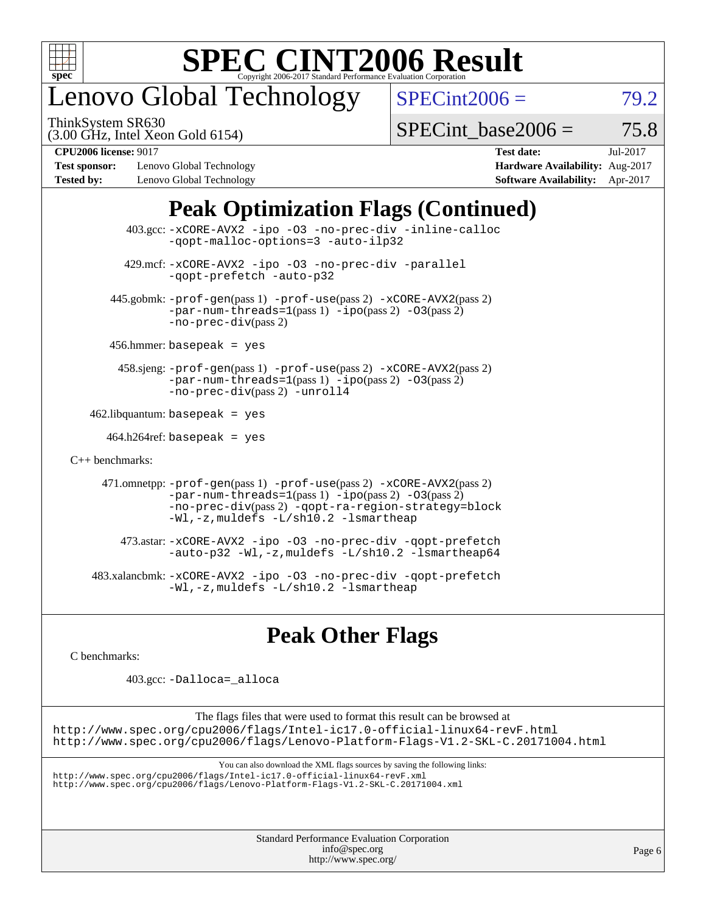# Lenovo Global Technology

ThinkSystem SR630
(3.00 GHz, Intel Xeon Gold 6154)

SPECint2006 = 79.2

SPECint_base2006 = 75.8

**CPU2006 license:** 9017
**Test sponsor:** Lenovo Global Technology
**Tested by:** Lenovo Global Technology

**Test date:** Jul-2017
**Hardware Availability:** Aug-2017
**Software Availability:** Apr-2017

## Peak Optimization Flags (Continued)

403.gcc: -xCORE-AVX2 -ipo -O3 -no-prec-div -inline-calloc -qopt-malloc-options=3 -auto-ilp32

429.mcf: -xCORE-AVX2 -ipo -O3 -no-prec-div -parallel -qopt-prefetch -auto-p32

445.gobmk: -prof-gen(pass 1) -prof-use(pass 2) -xCORE-AVX2(pass 2) -par-num-threads=1(pass 1) -ipo(pass 2) -O3(pass 2) -no-prec-div(pass 2)

456.hmmer: basepeak = yes

458.sjeng: -prof-gen(pass 1) -prof-use(pass 2) -xCORE-AVX2(pass 2) -par-num-threads=1(pass 1) -ipo(pass 2) -O3(pass 2) -no-prec-div(pass 2) -unroll4

462.libquantum: basepeak = yes

464.h264ref: basepeak = yes

C++ benchmarks:

471.omnetpp: -prof-gen(pass 1) -prof-use(pass 2) -xCORE-AVX2(pass 2) -par-num-threads=1(pass 1) -ipo(pass 2) -O3(pass 2) -no-prec-div(pass 2) -qopt-ra-region-strategy=block -Wl,-z,muldefs -L/sh10.2 -lsmartheap

473.astar: -xCORE-AVX2 -ipo -O3 -no-prec-div -qopt-prefetch -auto-p32 -Wl,-z,muldefs -L/sh10.2 -lsmartheap64

483.xalancbmk: -xCORE-AVX2 -ipo -O3 -no-prec-div -qopt-prefetch -Wl,-z,muldefs -L/sh10.2 -lsmartheap

## Peak Other Flags

C benchmarks:

403.gcc: -Dalloca=_alloca

The flags files that were used to format this result can be browsed at
http://www.spec.org/cpu2006/flags/Intel-ic17.0-official-linux64-revF.html
http://www.spec.org/cpu2006/flags/Lenovo-Platform-Flags-V1.2-SKL-C.20171004.html

You can also download the XML flags sources by saving the following links:
http://www.spec.org/cpu2006/flags/Intel-ic17.0-official-linux64-revF.xml
http://www.spec.org/cpu2006/flags/Lenovo-Platform-Flags-V1.2-SKL-C.20171004.xml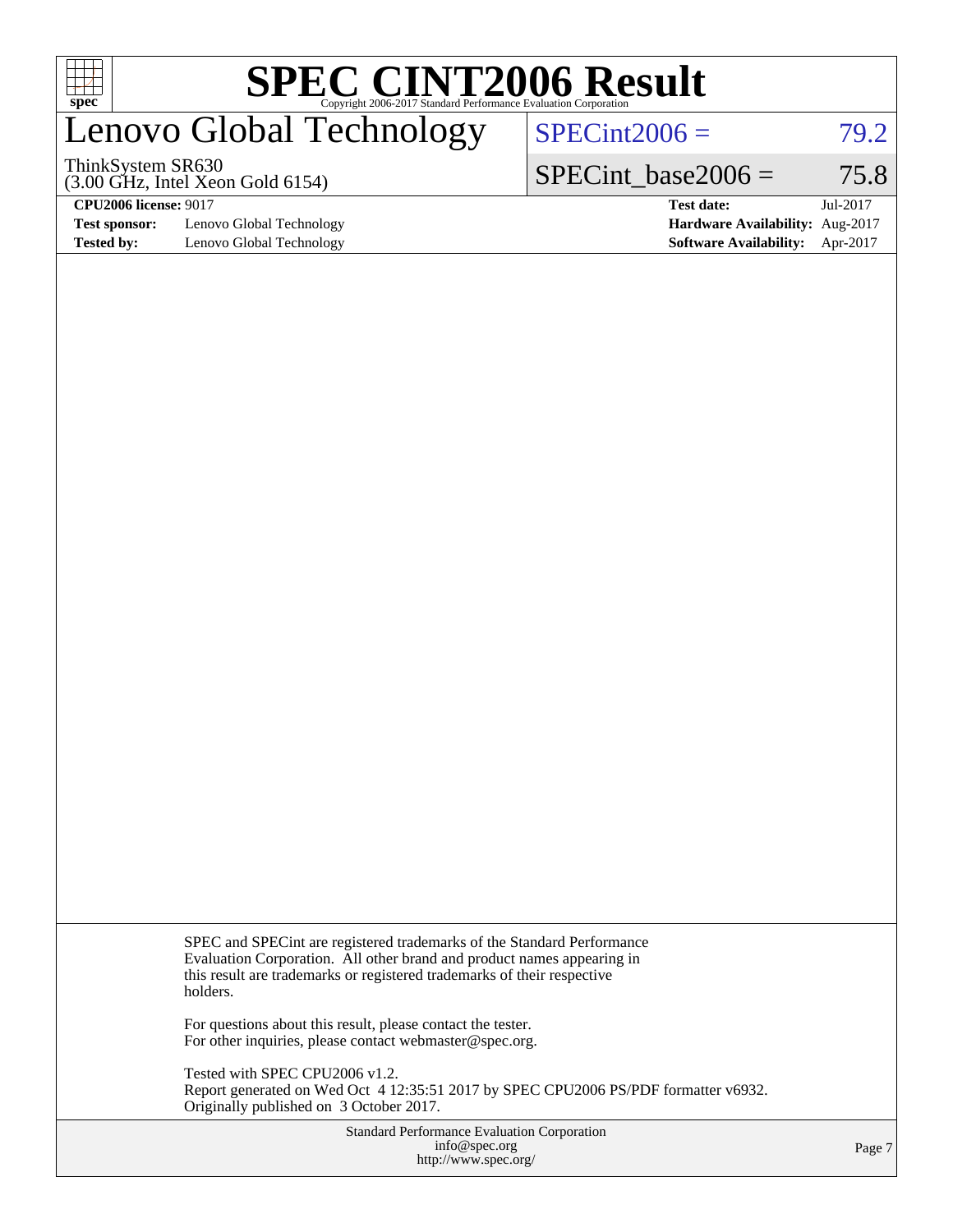# SPEC CINT2006 Result

Copyright 2006-2017 Standard Performance Evaluation Corporation

# Lenovo Global Technology

ThinkSystem SR630
(3.00 GHz, Intel Xeon Gold 6154)

SPECint2006 = 79.2

SPECint_base2006 = 75.8

| | | | |
|---|---|---|---|
| **CPU2006 license:** 9017 | | **Test date:** | Jul-2017 |
| **Test sponsor:** | Lenovo Global Technology | **Hardware Availability:** | Aug-2017 |
| **Tested by:** | Lenovo Global Technology | **Software Availability:** | Apr-2017 |

SPEC and SPECint are registered trademarks of the Standard Performance Evaluation Corporation. All other brand and product names appearing in this result are trademarks or registered trademarks of their respective holders.

For questions about this result, please contact the tester.
For other inquiries, please contact webmaster@spec.org.

Tested with SPEC CPU2006 v1.2.
Report generated on Wed Oct 4 12:35:51 2017 by SPEC CPU2006 PS/PDF formatter v6932.
Originally published on 3 October 2017.

Standard Performance Evaluation Corporation
info@spec.org
http://www.spec.org/